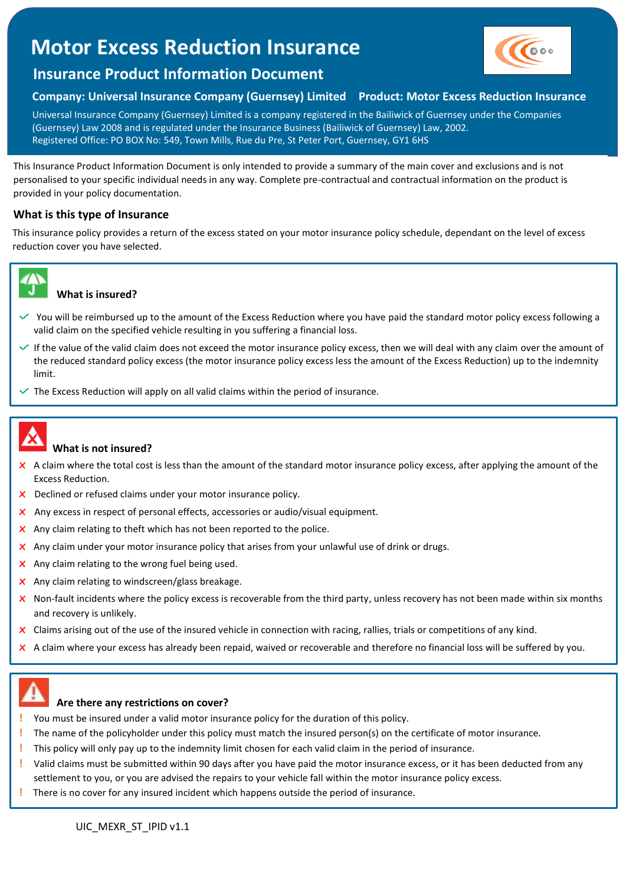# Motor Excess Reduction Insurance

## Insurance Product Information Document

**Company: Universal Insurance Company (Guernsey) Limited** **Product: Motor Excess Reduction Insurance**

Universal Insurance Company (Guernsey) Limited is a company registered in the Bailiwick of Guernsey under the Companies (Guernsey) Law 2008 and is regulated under the Insurance Business (Bailiwick of Guernsey) Law, 2002.
Registered Office: PO BOX No: 549, Town Mills, Rue du Pre, St Peter Port, Guernsey, GY1 6HS

This Insurance Product Information Document is only intended to provide a summary of the main cover and exclusions and is not personalised to your specific individual needs in any way. Complete pre-contractual and contractual information on the product is provided in your policy documentation.

### What is this type of Insurance

This insurance policy provides a return of the excess stated on your motor insurance policy schedule, dependant on the level of excess reduction cover you have selected.

### What is insured?

- ✓ You will be reimbursed up to the amount of the Excess Reduction where you have paid the standard motor policy excess following a valid claim on the specified vehicle resulting in you suffering a financial loss.
- ✓ If the value of the valid claim does not exceed the motor insurance policy excess, then we will deal with any claim over the amount of the reduced standard policy excess (the motor insurance policy excess less the amount of the Excess Reduction) up to the indemnity limit.
- ✓ The Excess Reduction will apply on all valid claims within the period of insurance.

### What is not insured?

- ✗ A claim where the total cost is less than the amount of the standard motor insurance policy excess, after applying the amount of the Excess Reduction.
- ✗ Declined or refused claims under your motor insurance policy.
- ✗ Any excess in respect of personal effects, accessories or audio/visual equipment.
- ✗ Any claim relating to theft which has not been reported to the police.
- ✗ Any claim under your motor insurance policy that arises from your unlawful use of drink or drugs.
- ✗ Any claim relating to the wrong fuel being used.
- ✗ Any claim relating to windscreen/glass breakage.
- ✗ Non-fault incidents where the policy excess is recoverable from the third party, unless recovery has not been made within six months and recovery is unlikely.
- ✗ Claims arising out of the use of the insured vehicle in connection with racing, rallies, trials or competitions of any kind.
- ✗ A claim where your excess has already been repaid, waived or recoverable and therefore no financial loss will be suffered by you.

### Are there any restrictions on cover?

- ! You must be insured under a valid motor insurance policy for the duration of this policy.
- ! The name of the policyholder under this policy must match the insured person(s) on the certificate of motor insurance.
- ! This policy will only pay up to the indemnity limit chosen for each valid claim in the period of insurance.
- ! Valid claims must be submitted within 90 days after you have paid the motor insurance excess, or it has been deducted from any settlement to you, or you are advised the repairs to your vehicle fall within the motor insurance policy excess.
- ! There is no cover for any insured incident which happens outside the period of insurance.

UIC_MEXR_ST_IPID v1.1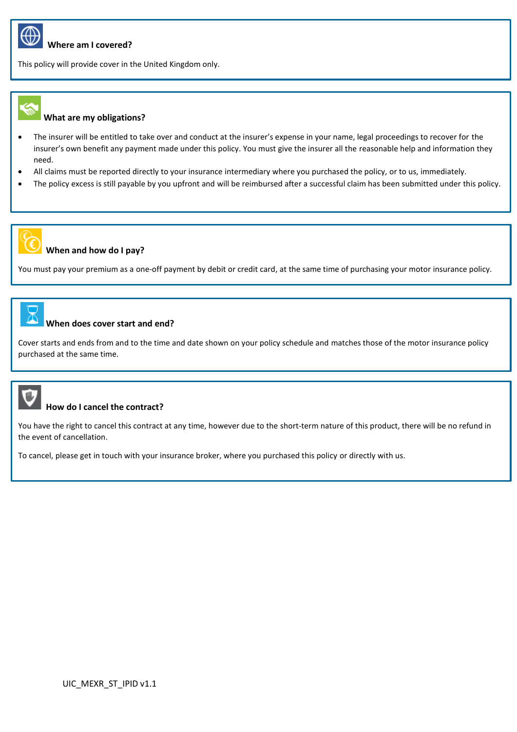### Where am I covered?

This policy will provide cover in the United Kingdom only.

### What are my obligations?

- The insurer will be entitled to take over and conduct at the insurer's expense in your name, legal proceedings to recover for the insurer's own benefit any payment made under this policy. You must give the insurer all the reasonable help and information they need.
- All claims must be reported directly to your insurance intermediary where you purchased the policy, or to us, immediately.
- The policy excess is still payable by you upfront and will be reimbursed after a successful claim has been submitted under this policy.

### When and how do I pay?

You must pay your premium as a one-off payment by debit or credit card, at the same time of purchasing your motor insurance policy.

### When does cover start and end?

Cover starts and ends from and to the time and date shown on your policy schedule and matches those of the motor insurance policy purchased at the same time.

### How do I cancel the contract?

You have the right to cancel this contract at any time, however due to the short-term nature of this product, there will be no refund in the event of cancellation.

To cancel, please get in touch with your insurance broker, where you purchased this policy or directly with us.

UIC_MEXR_ST_IPID v1.1